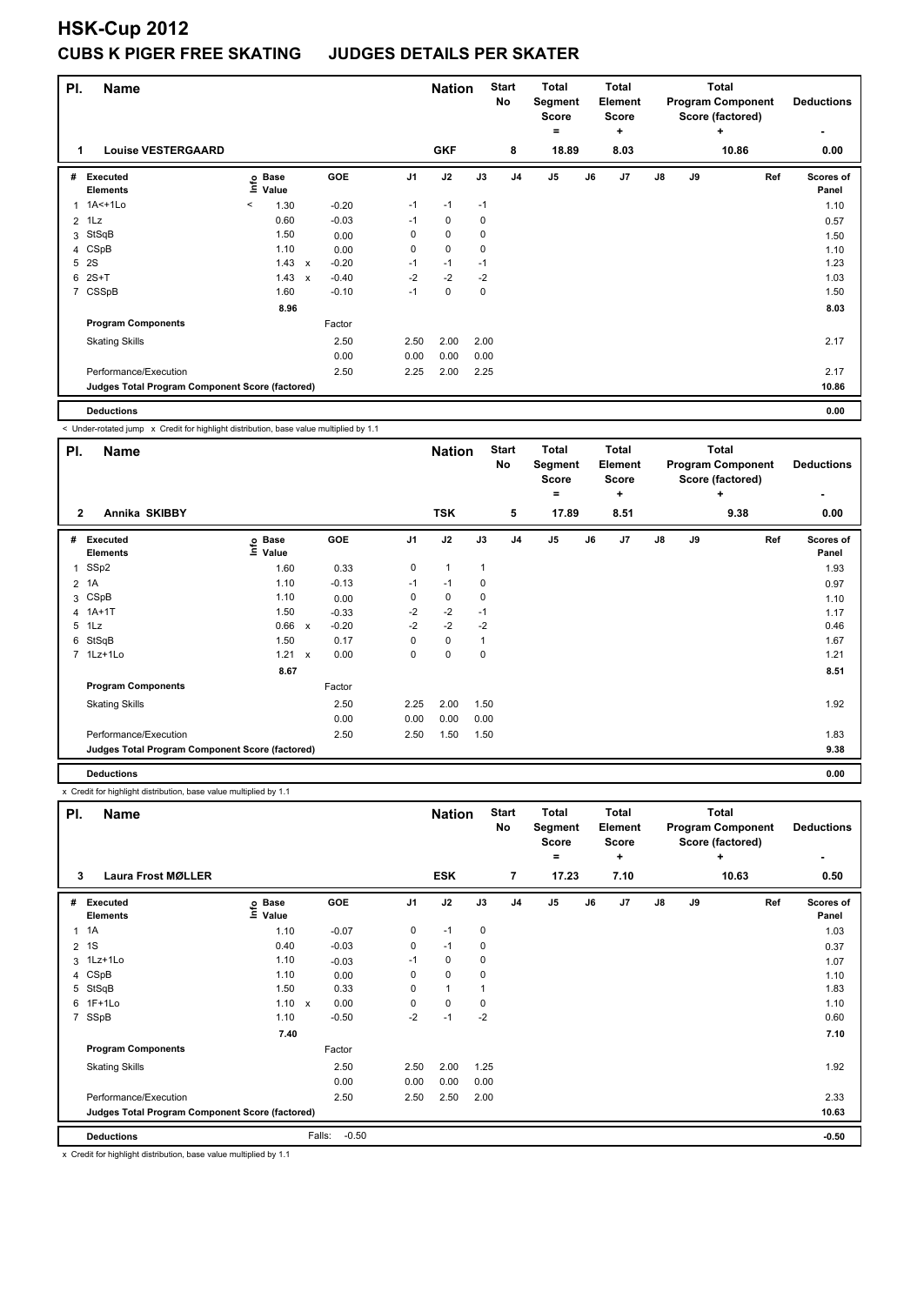# HSK-Cup 2012

## CUBS K PIGER FREE SKATING JUDGES DETAILS PER SKATER

| Pl. | Name | Nation | Start No | Total Segment Score = | Total Element Score + | Total Program Component Score (factored) + | Deductions - |
|---|---|---|---|---|---|---|---|
| 1 | Louise VESTERGAARD | GKF | 8 | 18.89 | 8.03 | 10.86 | 0.00 |

| # | Executed Elements | Info | Base Value | | GOE | J1 | J2 | J3 | J4 | J5 | J6 | J7 | J8 | J9 | Ref | Scores of Panel |
|---|---|---|---|---|---|---|---|---|---|---|---|---|---|---|---|---|
| 1 | 1A<+1Lo | < | 1.30 | | -0.20 | -1 | -1 | -1 | | | | | | | | 1.10 |
| 2 | 1Lz | | 0.60 | | -0.03 | -1 | 0 | 0 | | | | | | | | 0.57 |
| 3 | StSqB | | 1.50 | | 0.00 | 0 | 0 | 0 | | | | | | | | 1.50 |
| 4 | CSpB | | 1.10 | | 0.00 | 0 | 0 | 0 | | | | | | | | 1.10 |
| 5 | 2S | | 1.43 | x | -0.20 | -1 | -1 | -1 | | | | | | | | 1.23 |
| 6 | 2S+T | | 1.43 | x | -0.40 | -2 | -2 | -2 | | | | | | | | 1.03 |
| 7 | CSSpB | | 1.60 | | -0.10 | -1 | 0 | 0 | | | | | | | | 1.50 |
| | | | 8.96 | | | | | | | | | | | | | 8.03 |
| | Program Components | | | | Factor | | | | | | | | | | | |
| | Skating Skills | | | | 2.50 | 2.50 | 2.00 | 2.00 | | | | | | | | 2.17 |
| | | | | | 0.00 | 0.00 | 0.00 | 0.00 | | | | | | | | |
| | Performance/Execution | | | | 2.50 | 2.25 | 2.00 | 2.25 | | | | | | | | 2.17 |
| | Judges Total Program Component Score (factored) | | | | | | | | | | | | | | | 10.86 |
| | Deductions | | | | | | | | | | | | | | | 0.00 |

< Under-rotated jump x Credit for highlight distribution, base value multiplied by 1.1

| Pl. | Name | Nation | Start No | Total Segment Score = | Total Element Score + | Total Program Component Score (factored) + | Deductions - |
|---|---|---|---|---|---|---|---|
| 2 | Annika SKIBBY | TSK | 5 | 17.89 | 8.51 | 9.38 | 0.00 |

| # | Executed Elements | Info | Base Value | | GOE | J1 | J2 | J3 | J4 | J5 | J6 | J7 | J8 | J9 | Ref | Scores of Panel |
|---|---|---|---|---|---|---|---|---|---|---|---|---|---|---|---|---|
| 1 | SSp2 | | 1.60 | | 0.33 | 0 | 1 | 1 | | | | | | | | 1.93 |
| 2 | 1A | | 1.10 | | -0.13 | -1 | -1 | 0 | | | | | | | | 0.97 |
| 3 | CSpB | | 1.10 | | 0.00 | 0 | 0 | 0 | | | | | | | | 1.10 |
| 4 | 1A+1T | | 1.50 | | -0.33 | -2 | -2 | -1 | | | | | | | | 1.17 |
| 5 | 1Lz | | 0.66 | x | -0.20 | -2 | -2 | -2 | | | | | | | | 0.46 |
| 6 | StSqB | | 1.50 | | 0.17 | 0 | 0 | 1 | | | | | | | | 1.67 |
| 7 | 1Lz+1Lo | | 1.21 | x | 0.00 | 0 | 0 | 0 | | | | | | | | 1.21 |
| | | | 8.67 | | | | | | | | | | | | | 8.51 |
| | Program Components | | | | Factor | | | | | | | | | | | |
| | Skating Skills | | | | 2.50 | 2.25 | 2.00 | 1.50 | | | | | | | | 1.92 |
| | | | | | 0.00 | 0.00 | 0.00 | 0.00 | | | | | | | | |
| | Performance/Execution | | | | 2.50 | 2.50 | 1.50 | 1.50 | | | | | | | | 1.83 |
| | Judges Total Program Component Score (factored) | | | | | | | | | | | | | | | 9.38 |
| | Deductions | | | | | | | | | | | | | | | 0.00 |

x Credit for highlight distribution, base value multiplied by 1.1

| Pl. | Name | Nation | Start No | Total Segment Score = | Total Element Score + | Total Program Component Score (factored) + | Deductions - |
|---|---|---|---|---|---|---|---|
| 3 | Laura Frost MØLLER | ESK | 7 | 17.23 | 7.10 | 10.63 | 0.50 |

| # | Executed Elements | Info | Base Value | | GOE | J1 | J2 | J3 | J4 | J5 | J6 | J7 | J8 | J9 | Ref | Scores of Panel |
|---|---|---|---|---|---|---|---|---|---|---|---|---|---|---|---|---|
| 1 | 1A | | 1.10 | | -0.07 | 0 | -1 | 0 | | | | | | | | 1.03 |
| 2 | 1S | | 0.40 | | -0.03 | 0 | -1 | 0 | | | | | | | | 0.37 |
| 3 | 1Lz+1Lo | | 1.10 | | -0.03 | -1 | 0 | 0 | | | | | | | | 1.07 |
| 4 | CSpB | | 1.10 | | 0.00 | 0 | 0 | 0 | | | | | | | | 1.10 |
| 5 | StSqB | | 1.50 | | 0.33 | 0 | 1 | 1 | | | | | | | | 1.83 |
| 6 | 1F+1Lo | | 1.10 | x | 0.00 | 0 | 0 | 0 | | | | | | | | 1.10 |
| 7 | SSpB | | 1.10 | | -0.50 | -2 | -1 | -2 | | | | | | | | 0.60 |
| | | | 7.40 | | | | | | | | | | | | | 7.10 |
| | Program Components | | | | Factor | | | | | | | | | | | |
| | Skating Skills | | | | 2.50 | 2.50 | 2.00 | 1.25 | | | | | | | | 1.92 |
| | | | | | 0.00 | 0.00 | 0.00 | 0.00 | | | | | | | | |
| | Performance/Execution | | | | 2.50 | 2.50 | 2.50 | 2.00 | | | | | | | | 2.33 |
| | Judges Total Program Component Score (factored) | | | | | | | | | | | | | | | 10.63 |
| | Deductions | | | | Falls: -0.50 | | | | | | | | | | | -0.50 |

x Credit for highlight distribution, base value multiplied by 1.1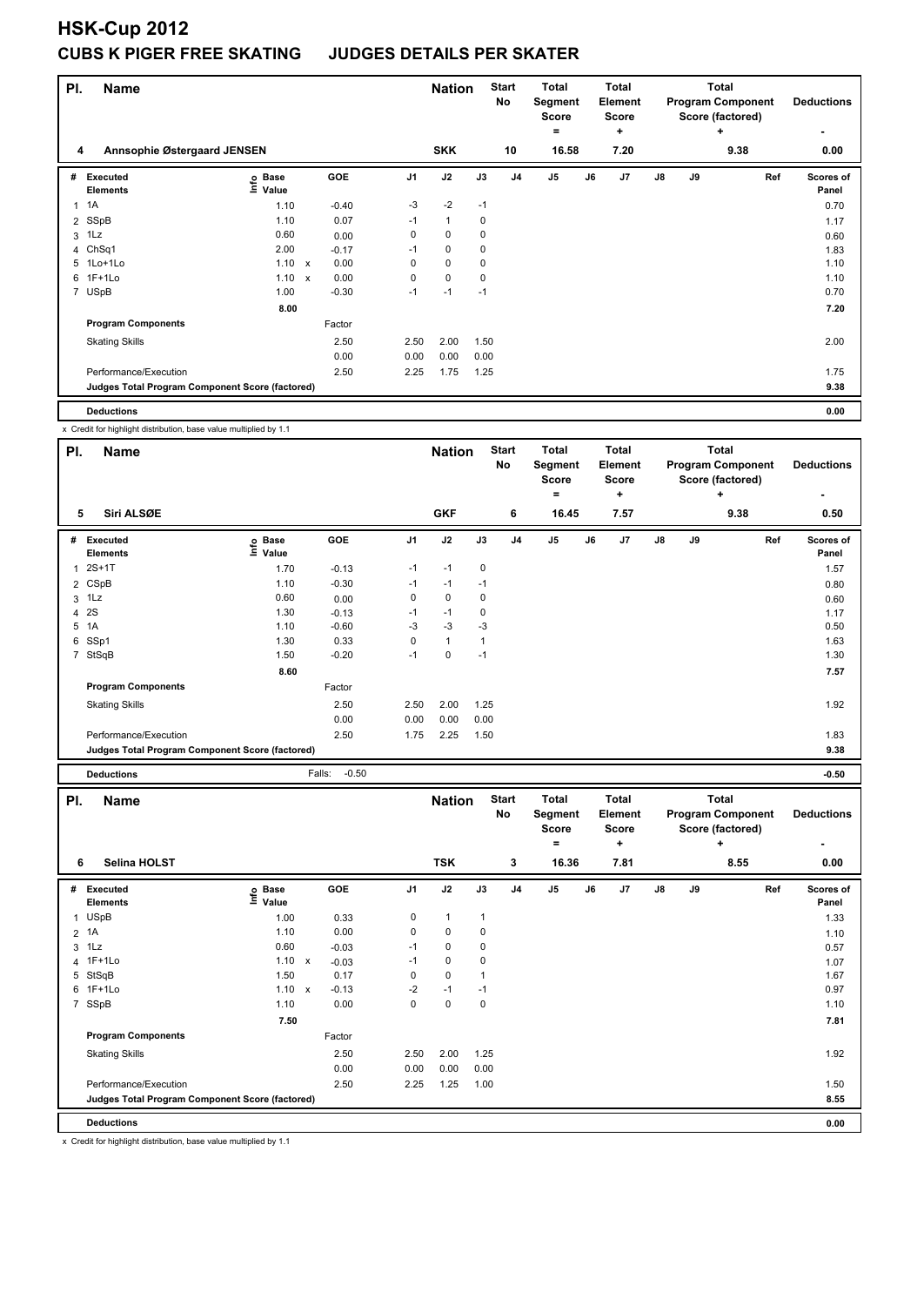# HSK-Cup 2012

## CUBS K PIGER FREE SKATING JUDGES DETAILS PER SKATER

| Pl. | Name | Nation | Start No | Total Segment Score = | Total Element Score + | Total Program Component Score (factored) + | Deductions - |
|---|---|---|---|---|---|---|---|
| 4 | Annsophie Østergaard JENSEN | SKK | 10 | 16.58 | 7.20 | 9.38 | 0.00 |

| # | Executed Elements | Info | Base Value | | GOE | J1 | J2 | J3 | J4 | J5 | J6 | J7 | J8 | J9 | Ref | Scores of Panel |
|---|---|---|---|---|---|---|---|---|---|---|---|---|---|---|---|---|
| 1 | 1A | | 1.10 | | -0.40 | -3 | -2 | -1 | | | | | | | | 0.70 |
| 2 | SSpB | | 1.10 | | 0.07 | -1 | 1 | 0 | | | | | | | | 1.17 |
| 3 | 1Lz | | 0.60 | | 0.00 | 0 | 0 | 0 | | | | | | | | 0.60 |
| 4 | ChSq1 | | 2.00 | | -0.17 | -1 | 0 | 0 | | | | | | | | 1.83 |
| 5 | 1Lo+1Lo | | 1.10 | x | 0.00 | 0 | 0 | 0 | | | | | | | | 1.10 |
| 6 | 1F+1Lo | | 1.10 | x | 0.00 | 0 | 0 | 0 | | | | | | | | 1.10 |
| 7 | USpB | | 1.00 | | -0.30 | -1 | -1 | -1 | | | | | | | | 0.70 |
| | | | 8.00 | | | | | | | | | | | | | 7.20 |
| | **Program Components** | | | | Factor | | | | | | | | | | | |
| | Skating Skills | | | | 2.50 | 2.50 | 2.00 | 1.50 | | | | | | | | 2.00 |
| | | | | | 0.00 | 0.00 | 0.00 | 0.00 | | | | | | | | |
| | Performance/Execution | | | | 2.50 | 2.25 | 1.75 | 1.25 | | | | | | | | 1.75 |
| | **Judges Total Program Component Score (factored)** | | | | | | | | | | | | | | | 9.38 |
| | **Deductions** | | | | | | | | | | | | | | | 0.00 |

x Credit for highlight distribution, base value multiplied by 1.1

| Pl. | Name | Nation | Start No | Total Segment Score = | Total Element Score + | Total Program Component Score (factored) + | Deductions - |
|---|---|---|---|---|---|---|---|
| 5 | Siri ALSØE | GKF | 6 | 16.45 | 7.57 | 9.38 | 0.50 |

| # | Executed Elements | Info | Base Value | | GOE | J1 | J2 | J3 | J4 | J5 | J6 | J7 | J8 | J9 | Ref | Scores of Panel |
|---|---|---|---|---|---|---|---|---|---|---|---|---|---|---|---|---|
| 1 | 2S+1T | | 1.70 | | -0.13 | -1 | -1 | 0 | | | | | | | | 1.57 |
| 2 | CSpB | | 1.10 | | -0.30 | -1 | -1 | -1 | | | | | | | | 0.80 |
| 3 | 1Lz | | 0.60 | | 0.00 | 0 | 0 | 0 | | | | | | | | 0.60 |
| 4 | 2S | | 1.30 | | -0.13 | -1 | -1 | 0 | | | | | | | | 1.17 |
| 5 | 1A | | 1.10 | | -0.60 | -3 | -3 | -3 | | | | | | | | 0.50 |
| 6 | SSp1 | | 1.30 | | 0.33 | 0 | 1 | 1 | | | | | | | | 1.63 |
| 7 | StSqB | | 1.50 | | -0.20 | -1 | 0 | -1 | | | | | | | | 1.30 |
| | | | 8.60 | | | | | | | | | | | | | 7.57 |
| | **Program Components** | | | | Factor | | | | | | | | | | | |
| | Skating Skills | | | | 2.50 | 2.50 | 2.00 | 1.25 | | | | | | | | 1.92 |
| | | | | | 0.00 | 0.00 | 0.00 | 0.00 | | | | | | | | |
| | Performance/Execution | | | | 2.50 | 1.75 | 2.25 | 1.50 | | | | | | | | 1.83 |
| | **Judges Total Program Component Score (factored)** | | | | | | | | | | | | | | | 9.38 |
| | **Deductions** | | | | Falls: -0.50 | | | | | | | | | | | -0.50 |

| Pl. | Name | Nation | Start No | Total Segment Score = | Total Element Score + | Total Program Component Score (factored) + | Deductions - |
|---|---|---|---|---|---|---|---|
| 6 | Selina HOLST | TSK | 3 | 16.36 | 7.81 | 8.55 | 0.00 |

| # | Executed Elements | Info | Base Value | | GOE | J1 | J2 | J3 | J4 | J5 | J6 | J7 | J8 | J9 | Ref | Scores of Panel |
|---|---|---|---|---|---|---|---|---|---|---|---|---|---|---|---|---|
| 1 | USpB | | 1.00 | | 0.33 | 0 | 1 | 1 | | | | | | | | 1.33 |
| 2 | 1A | | 1.10 | | 0.00 | 0 | 0 | 0 | | | | | | | | 1.10 |
| 3 | 1Lz | | 0.60 | | -0.03 | -1 | 0 | 0 | | | | | | | | 0.57 |
| 4 | 1F+1Lo | | 1.10 | x | -0.03 | -1 | 0 | 0 | | | | | | | | 1.07 |
| 5 | StSqB | | 1.50 | | 0.17 | 0 | 0 | 1 | | | | | | | | 1.67 |
| 6 | 1F+1Lo | | 1.10 | x | -0.13 | -2 | -1 | -1 | | | | | | | | 0.97 |
| 7 | SSpB | | 1.10 | | 0.00 | 0 | 0 | 0 | | | | | | | | 1.10 |
| | | | 7.50 | | | | | | | | | | | | | 7.81 |
| | **Program Components** | | | | Factor | | | | | | | | | | | |
| | Skating Skills | | | | 2.50 | 2.50 | 2.00 | 1.25 | | | | | | | | 1.92 |
| | | | | | 0.00 | 0.00 | 0.00 | 0.00 | | | | | | | | |
| | Performance/Execution | | | | 2.50 | 2.25 | 1.25 | 1.00 | | | | | | | | 1.50 |
| | **Judges Total Program Component Score (factored)** | | | | | | | | | | | | | | | 8.55 |
| | **Deductions** | | | | | | | | | | | | | | | 0.00 |

x Credit for highlight distribution, base value multiplied by 1.1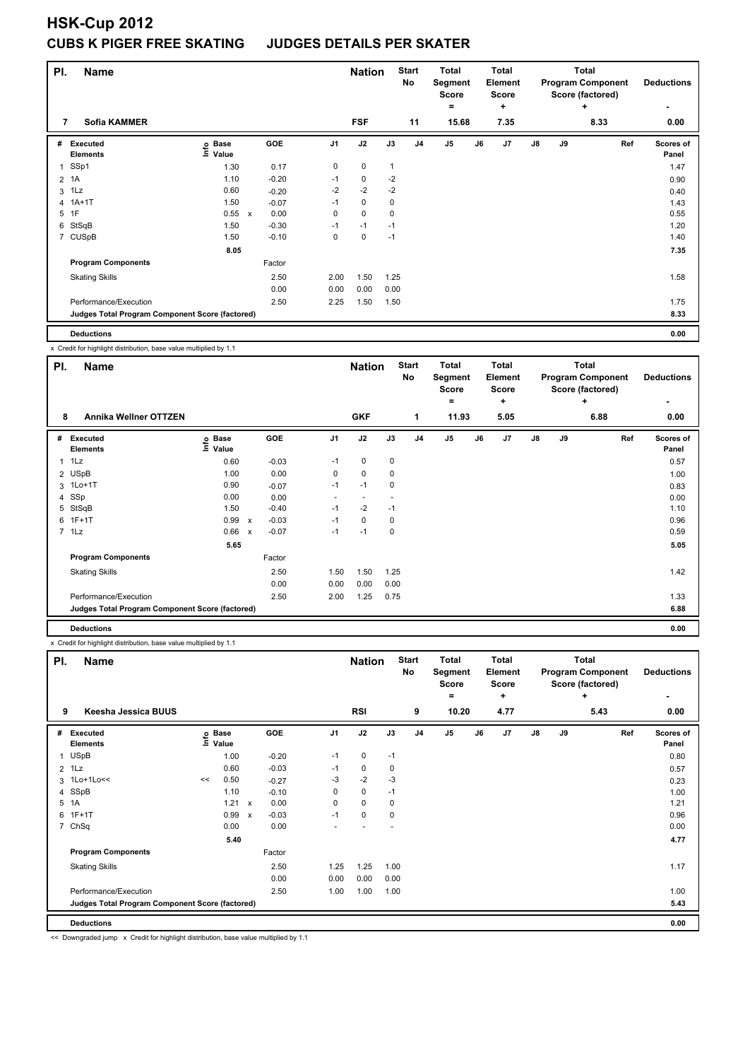# HSK-Cup 2012

## CUBS K PIGER FREE SKATING JUDGES DETAILS PER SKATER

| Pl. | Name | Nation | Start No | Total Segment Score = | Total Element Score + | Total Program Component Score (factored) + | Deductions - |
|---|---|---|---|---|---|---|---|
| 7 | Sofia KAMMER | FSF | 11 | 15.68 | 7.35 | 8.33 | 0.00 |

| # | Executed Elements | Info | Base Value | | GOE | J1 | J2 | J3 | J4 | J5 | J6 | J7 | J8 | J9 | Ref | Scores of Panel |
|---|---|---|---|---|---|---|---|---|---|---|---|---|---|---|---|---|
| 1 | SSp1 | | 1.30 | | 0.17 | 0 | 0 | 1 | | | | | | | | 1.47 |
| 2 | 1A | | 1.10 | | -0.20 | -1 | 0 | -2 | | | | | | | | 0.90 |
| 3 | 1Lz | | 0.60 | | -0.20 | -2 | -2 | -2 | | | | | | | | 0.40 |
| 4 | 1A+1T | | 1.50 | | -0.07 | -1 | 0 | 0 | | | | | | | | 1.43 |
| 5 | 1F | | 0.55 | x | 0.00 | 0 | 0 | 0 | | | | | | | | 0.55 |
| 6 | StSqB | | 1.50 | | -0.30 | -1 | -1 | -1 | | | | | | | | 1.20 |
| 7 | CUSpB | | 1.50 | | -0.10 | 0 | 0 | -1 | | | | | | | | 1.40 |
| | | | 8.05 | | | | | | | | | | | | | 7.35 |
| | Program Components | | | | Factor | | | | | | | | | | | |
| | Skating Skills | | | | 2.50 | 2.00 | 1.50 | 1.25 | | | | | | | | 1.58 |
| | | | | | 0.00 | 0.00 | 0.00 | 0.00 | | | | | | | | |
| | Performance/Execution | | | | 2.50 | 2.25 | 1.50 | 1.50 | | | | | | | | 1.75 |
| | Judges Total Program Component Score (factored) | | | | | | | | | | | | | | | 8.33 |
| | Deductions | | | | | | | | | | | | | | | 0.00 |

x Credit for highlight distribution, base value multiplied by 1.1

| Pl. | Name | Nation | Start No | Total Segment Score = | Total Element Score + | Total Program Component Score (factored) + | Deductions - |
|---|---|---|---|---|---|---|---|
| 8 | Annika Wellner OTTZEN | GKF | 1 | 11.93 | 5.05 | 6.88 | 0.00 |

| # | Executed Elements | Info | Base Value | | GOE | J1 | J2 | J3 | J4 | J5 | J6 | J7 | J8 | J9 | Ref | Scores of Panel |
|---|---|---|---|---|---|---|---|---|---|---|---|---|---|---|---|---|
| 1 | 1Lz | | 0.60 | | -0.03 | -1 | 0 | 0 | | | | | | | | 0.57 |
| 2 | USpB | | 1.00 | | 0.00 | 0 | 0 | 0 | | | | | | | | 1.00 |
| 3 | 1Lo+1T | | 0.90 | | -0.07 | -1 | -1 | 0 | | | | | | | | 0.83 |
| 4 | SSp | | 0.00 | | 0.00 | - | - | - | | | | | | | | 0.00 |
| 5 | StSqB | | 1.50 | | -0.40 | -1 | -2 | -1 | | | | | | | | 1.10 |
| 6 | 1F+1T | | 0.99 | x | -0.03 | -1 | 0 | 0 | | | | | | | | 0.96 |
| 7 | 1Lz | | 0.66 | x | -0.07 | -1 | -1 | 0 | | | | | | | | 0.59 |
| | | | 5.65 | | | | | | | | | | | | | 5.05 |
| | Program Components | | | | Factor | | | | | | | | | | | |
| | Skating Skills | | | | 2.50 | 1.50 | 1.50 | 1.25 | | | | | | | | 1.42 |
| | | | | | 0.00 | 0.00 | 0.00 | 0.00 | | | | | | | | |
| | Performance/Execution | | | | 2.50 | 2.00 | 1.25 | 0.75 | | | | | | | | 1.33 |
| | Judges Total Program Component Score (factored) | | | | | | | | | | | | | | | 6.88 |
| | Deductions | | | | | | | | | | | | | | | 0.00 |

x Credit for highlight distribution, base value multiplied by 1.1

| Pl. | Name | Nation | Start No | Total Segment Score = | Total Element Score + | Total Program Component Score (factored) + | Deductions - |
|---|---|---|---|---|---|---|---|
| 9 | Keesha Jessica BUUS | RSI | 9 | 10.20 | 4.77 | 5.43 | 0.00 |

| # | Executed Elements | Info | Base Value | | GOE | J1 | J2 | J3 | J4 | J5 | J6 | J7 | J8 | J9 | Ref | Scores of Panel |
|---|---|---|---|---|---|---|---|---|---|---|---|---|---|---|---|---|
| 1 | USpB | | 1.00 | | -0.20 | -1 | 0 | -1 | | | | | | | | 0.80 |
| 2 | 1Lz | | 0.60 | | -0.03 | -1 | 0 | 0 | | | | | | | | 0.57 |
| 3 | 1Lo+1Lo<< | << | 0.50 | | -0.27 | -3 | -2 | -3 | | | | | | | | 0.23 |
| 4 | SSpB | | 1.10 | | -0.10 | 0 | 0 | -1 | | | | | | | | 1.00 |
| 5 | 1A | | 1.21 | x | 0.00 | 0 | 0 | 0 | | | | | | | | 1.21 |
| 6 | 1F+1T | | 0.99 | x | -0.03 | -1 | 0 | 0 | | | | | | | | 0.96 |
| 7 | ChSq | | 0.00 | | 0.00 | - | - | - | | | | | | | | 0.00 |
| | | | 5.40 | | | | | | | | | | | | | 4.77 |
| | Program Components | | | | Factor | | | | | | | | | | | |
| | Skating Skills | | | | 2.50 | 1.25 | 1.25 | 1.00 | | | | | | | | 1.17 |
| | | | | | 0.00 | 0.00 | 0.00 | 0.00 | | | | | | | | |
| | Performance/Execution | | | | 2.50 | 1.00 | 1.00 | 1.00 | | | | | | | | 1.00 |
| | Judges Total Program Component Score (factored) | | | | | | | | | | | | | | | 5.43 |
| | Deductions | | | | | | | | | | | | | | | 0.00 |

<< Downgraded jump x Credit for highlight distribution, base value multiplied by 1.1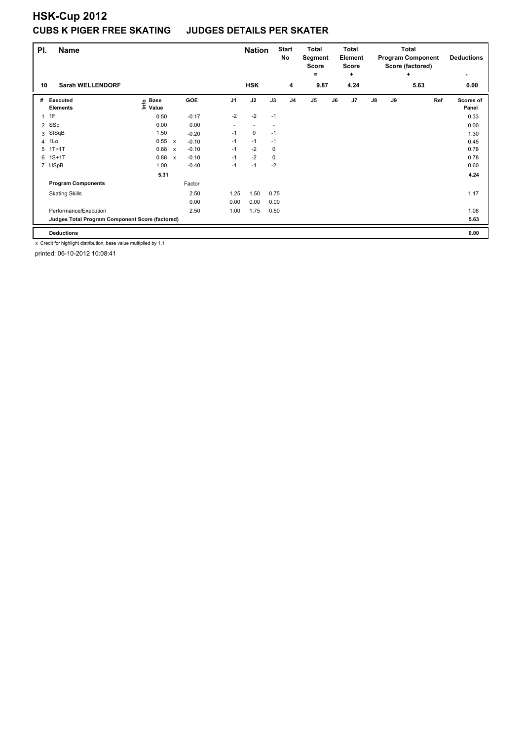# HSK-Cup 2012

## CUBS K PIGER FREE SKATING JUDGES DETAILS PER SKATER

| Pl. | Name | Nation | Start No | Total Segment Score = | Total Element Score + | Total Program Component Score (factored) + | Deductions - |
|---|---|---|---|---|---|---|---|
| 10 | Sarah WELLENDORF | HSK | 4 | 9.87 | 4.24 | 5.63 | 0.00 |

| # | Executed Elements | Info | Base Value | | GOE | J1 | J2 | J3 | J4 | J5 | J6 | J7 | J8 | J9 | Ref | Scores of Panel |
|---|---|---|---|---|---|---|---|---|---|---|---|---|---|---|---|---|
| 1 | 1F | | 0.50 | | -0.17 | -2 | -2 | -1 | | | | | | | | 0.33 |
| 2 | SSp | | 0.00 | | 0.00 | - | - | - | | | | | | | | 0.00 |
| 3 | StSqB | | 1.50 | | -0.20 | -1 | 0 | -1 | | | | | | | | 1.30 |
| 4 | 1Lo | | 0.55 | x | -0.10 | -1 | -1 | -1 | | | | | | | | 0.45 |
| 5 | 1T+1T | | 0.88 | x | -0.10 | -1 | -2 | 0 | | | | | | | | 0.78 |
| 6 | 1S+1T | | 0.88 | x | -0.10 | -1 | -2 | 0 | | | | | | | | 0.78 |
| 7 | USpB | | 1.00 | | -0.40 | -1 | -1 | -2 | | | | | | | | 0.60 |
| | | | 5.31 | | | | | | | | | | | | | 4.24 |
| | **Program Components** | | | | Factor | | | | | | | | | | | |
| | Skating Skills | | | | 2.50 | 1.25 | 1.50 | 0.75 | | | | | | | | 1.17 |
| | | | | | 0.00 | 0.00 | 0.00 | 0.00 | | | | | | | | |
| | Performance/Execution | | | | 2.50 | 1.00 | 1.75 | 0.50 | | | | | | | | 1.08 |
| | **Judges Total Program Component Score (factored)** | | | | | | | | | | | | | | | 5.63 |
| | **Deductions** | | | | | | | | | | | | | | | 0.00 |

x Credit for highlight distribution, base value multiplied by 1.1

printed: 06-10-2012 10:08:41